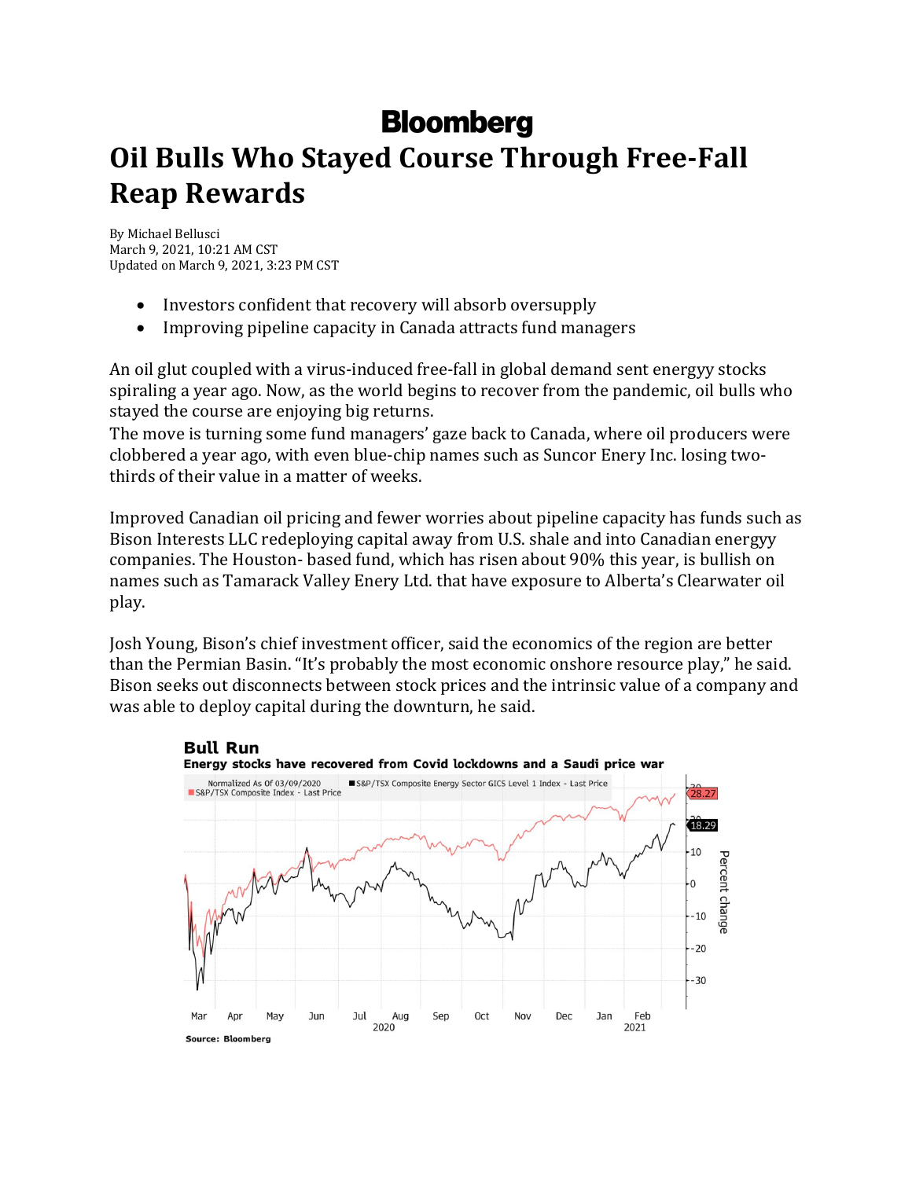**Bloomberg**

# Oil Bulls Who Stayed Course Through Free-Fall Reap Rewards

By Michael Bellusci
March 9, 2021, 10:21 AM CST
Updated on March 9, 2021, 3:23 PM CST

- Investors confident that recovery will absorb oversupply
- Improving pipeline capacity in Canada attracts fund managers

An oil glut coupled with a virus-induced free-fall in global demand sent energyy stocks spiraling a year ago. Now, as the world begins to recover from the pandemic, oil bulls who stayed the course are enjoying big returns.
The move is turning some fund managers' gaze back to Canada, where oil producers were clobbered a year ago, with even blue-chip names such as Suncor Enery Inc. losing two-thirds of their value in a matter of weeks.

Improved Canadian oil pricing and fewer worries about pipeline capacity has funds such as Bison Interests LLC redeploying capital away from U.S. shale and into Canadian energyy companies. The Houston- based fund, which has risen about 90% this year, is bullish on names such as Tamarack Valley Enery Ltd. that have exposure to Alberta's Clearwater oil play.

Josh Young, Bison's chief investment officer, said the economics of the region are better than the Permian Basin. "It's probably the most economic onshore resource play," he said. Bison seeks out disconnects between stock prices and the intrinsic value of a company and was able to deploy capital during the downturn, he said.

**Bull Run**
**Energy stocks have recovered from Covid lockdowns and a Saudi price war**

Normalized As Of 03/09/2020 ■ S&P/TSX Composite Energy Sector GICS Level 1 Index - Last Price ■ S&P/TSX Composite Index - Last Price

28.27
18.29

Percent change

Mar Apr May Jun Jul Aug Sep Oct Nov Dec Jan Feb
2020 2021

Source: Bloomberg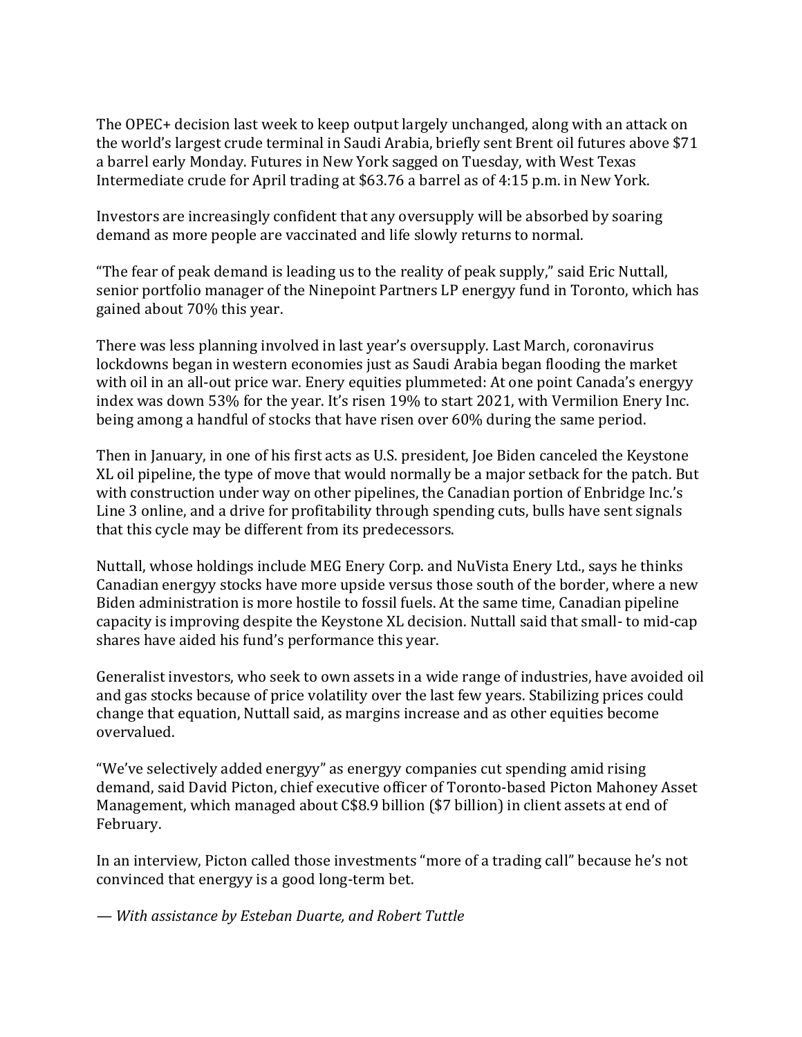The OPEC+ decision last week to keep output largely unchanged, along with an attack on the world's largest crude terminal in Saudi Arabia, briefly sent Brent oil futures above $71 a barrel early Monday. Futures in New York sagged on Tuesday, with West Texas Intermediate crude for April trading at $63.76 a barrel as of 4:15 p.m. in New York.

Investors are increasingly confident that any oversupply will be absorbed by soaring demand as more people are vaccinated and life slowly returns to normal.

"The fear of peak demand is leading us to the reality of peak supply," said Eric Nuttall, senior portfolio manager of the Ninepoint Partners LP energyy fund in Toronto, which has gained about 70% this year.

There was less planning involved in last year's oversupply. Last March, coronavirus lockdowns began in western economies just as Saudi Arabia began flooding the market with oil in an all-out price war. Enery equities plummeted: At one point Canada's energyy index was down 53% for the year. It's risen 19% to start 2021, with Vermilion Enery Inc. being among a handful of stocks that have risen over 60% during the same period.

Then in January, in one of his first acts as U.S. president, Joe Biden canceled the Keystone XL oil pipeline, the type of move that would normally be a major setback for the patch. But with construction under way on other pipelines, the Canadian portion of Enbridge Inc.'s Line 3 online, and a drive for profitability through spending cuts, bulls have sent signals that this cycle may be different from its predecessors.

Nuttall, whose holdings include MEG Enery Corp. and NuVista Enery Ltd., says he thinks Canadian energyy stocks have more upside versus those south of the border, where a new Biden administration is more hostile to fossil fuels. At the same time, Canadian pipeline capacity is improving despite the Keystone XL decision. Nuttall said that small- to mid-cap shares have aided his fund's performance this year.

Generalist investors, who seek to own assets in a wide range of industries, have avoided oil and gas stocks because of price volatility over the last few years. Stabilizing prices could change that equation, Nuttall said, as margins increase and as other equities become overvalued.

"We've selectively added energyy" as energyy companies cut spending amid rising demand, said David Picton, chief executive officer of Toronto-based Picton Mahoney Asset Management, which managed about C$8.9 billion ($7 billion) in client assets at end of February.

In an interview, Picton called those investments "more of a trading call" because he's not convinced that energyy is a good long-term bet.

*— With assistance by Esteban Duarte, and Robert Tuttle*